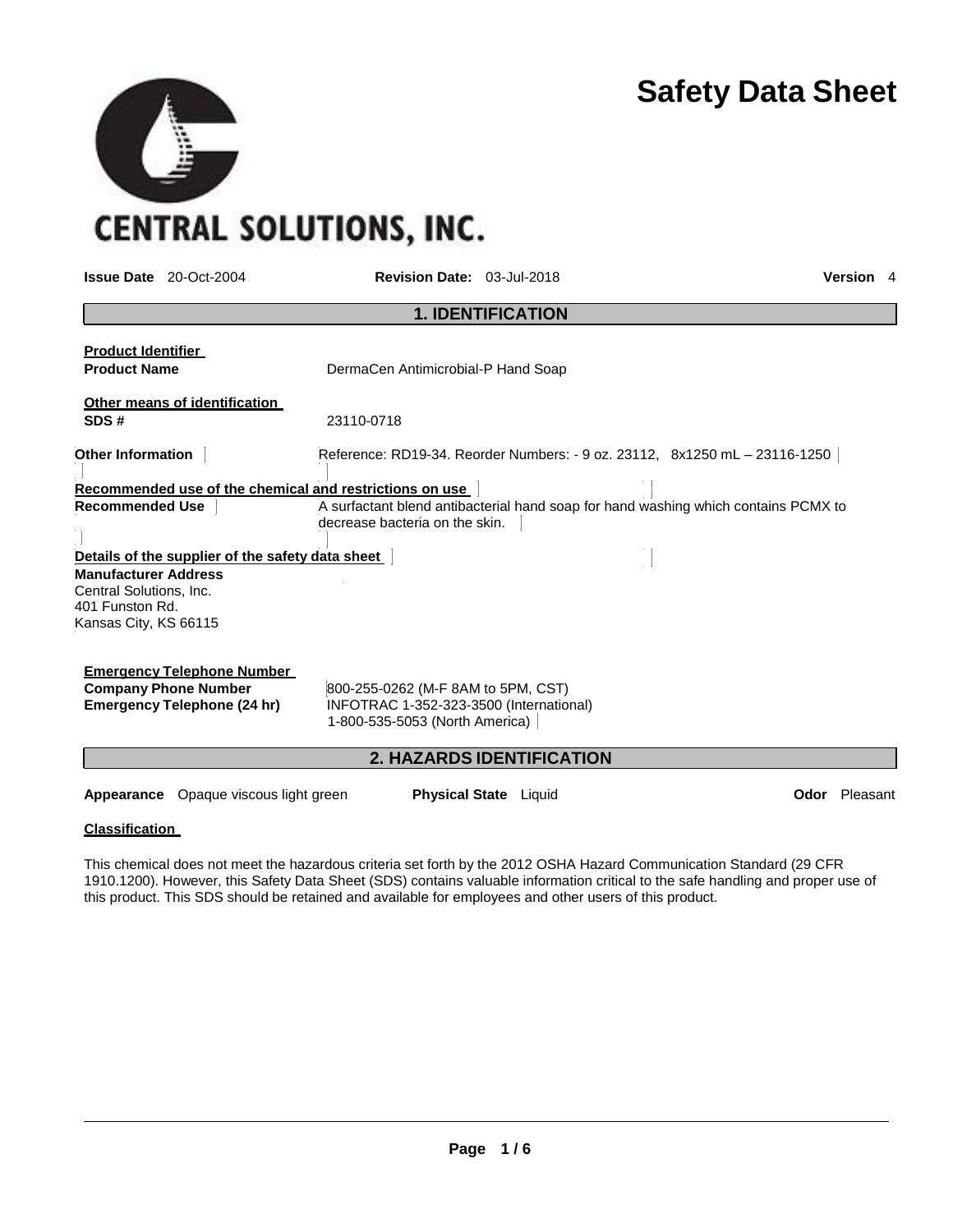# Safety Data Sheet

CENTRAL SOLUTIONS, INC.

**Issue Date** 20-Oct-2004 **Revision Date:** 03-Jul-2018 **Version** 4

## 1. IDENTIFICATION

**Product Identifier**

**Product Name** DermaCen Antimicrobial-P Hand Soap

**Other means of identification**

**SDS #** 23110-0718

**Other Information** Reference: RD19-34. Reorder Numbers: - 9 oz. 23112, 8x1250 mL – 23116-1250

**Recommended use of the chemical and restrictions on use**

**Recommended Use** A surfactant blend antibacterial hand soap for hand washing which contains PCMX to decrease bacteria on the skin.

**Details of the supplier of the safety data sheet**

**Manufacturer Address**
Central Solutions, Inc.
401 Funston Rd.
Kansas City, KS 66115

**Emergency Telephone Number**

**Company Phone Number** 800-255-0262 (M-F 8AM to 5PM, CST)

**Emergency Telephone (24 hr)** INFOTRAC 1-352-323-3500 (International)
1-800-535-5053 (North America)

## 2. HAZARDS IDENTIFICATION

**Appearance** Opaque viscous light green **Physical State** Liquid **Odor** Pleasant

**Classification**

This chemical does not meet the hazardous criteria set forth by the 2012 OSHA Hazard Communication Standard (29 CFR 1910.1200). However, this Safety Data Sheet (SDS) contains valuable information critical to the safe handling and proper use of this product. This SDS should be retained and available for employees and other users of this product.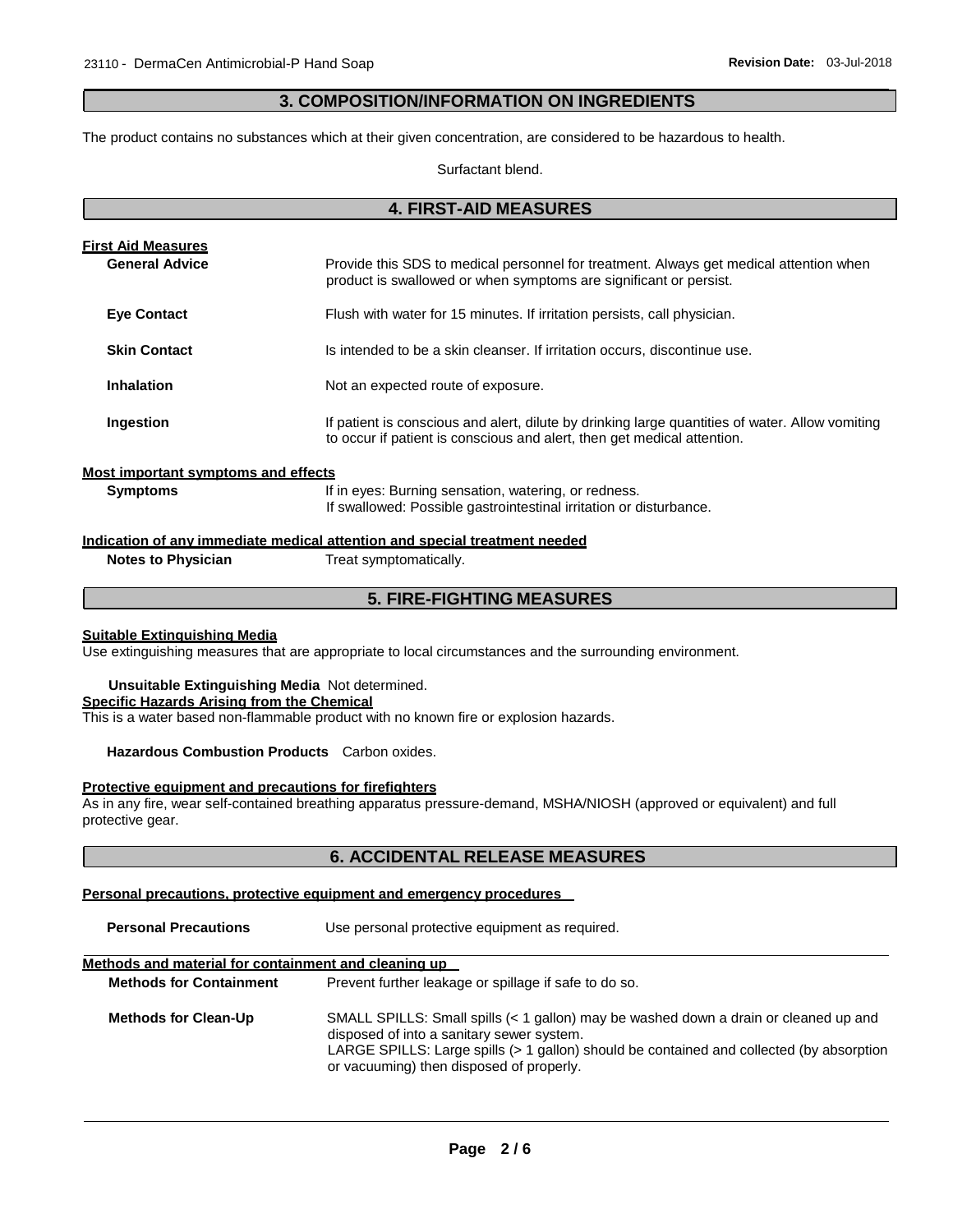## 3. COMPOSITION/INFORMATION ON INGREDIENTS

The product contains no substances which at their given concentration, are considered to be hazardous to health.

Surfactant blend.

## 4. FIRST-AID MEASURES

**First Aid Measures**

**General Advice** Provide this SDS to medical personnel for treatment. Always get medical attention when product is swallowed or when symptoms are significant or persist.

**Eye Contact** Flush with water for 15 minutes. If irritation persists, call physician.

**Skin Contact** Is intended to be a skin cleanser. If irritation occurs, discontinue use.

**Inhalation** Not an expected route of exposure.

**Ingestion** If patient is conscious and alert, dilute by drinking large quantities of water. Allow vomiting to occur if patient is conscious and alert, then get medical attention.

**Most important symptoms and effects**

**Symptoms** If in eyes: Burning sensation, watering, or redness.
If swallowed: Possible gastrointestinal irritation or disturbance.

**Indication of any immediate medical attention and special treatment needed**

**Notes to Physician** Treat symptomatically.

## 5. FIRE-FIGHTING MEASURES

**Suitable Extinguishing Media**

Use extinguishing measures that are appropriate to local circumstances and the surrounding environment.

**Unsuitable Extinguishing Media** Not determined.

**Specific Hazards Arising from the Chemical**

This is a water based non-flammable product with no known fire or explosion hazards.

**Hazardous Combustion Products** Carbon oxides.

**Protective equipment and precautions for firefighters**

As in any fire, wear self-contained breathing apparatus pressure-demand, MSHA/NIOSH (approved or equivalent) and full protective gear.

## 6. ACCIDENTAL RELEASE MEASURES

**Personal precautions, protective equipment and emergency procedures**

**Personal Precautions** Use personal protective equipment as required.

**Methods and material for containment and cleaning up**

**Methods for Containment** Prevent further leakage or spillage if safe to do so.

**Methods for Clean-Up** SMALL SPILLS: Small spills (< 1 gallon) may be washed down a drain or cleaned up and disposed of into a sanitary sewer system.
LARGE SPILLS: Large spills (> 1 gallon) should be contained and collected (by absorption or vacuuming) then disposed of properly.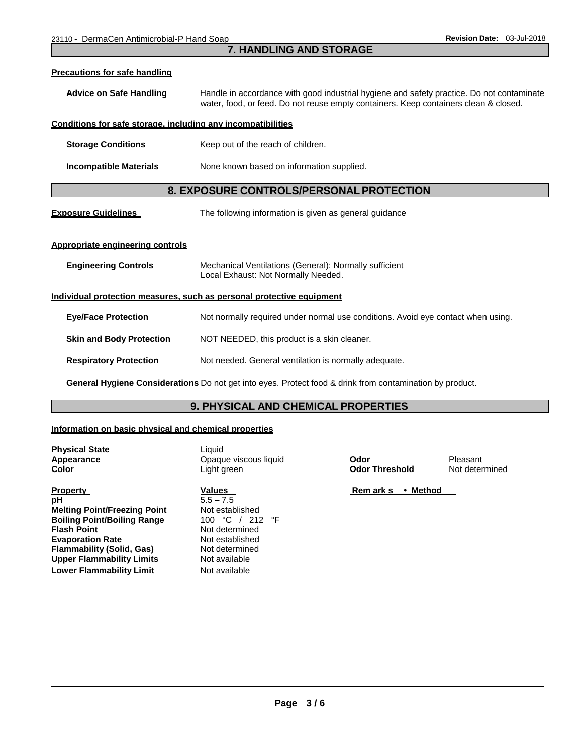## 7. HANDLING AND STORAGE

**Precautions for safe handling**

**Advice on Safe Handling** Handle in accordance with good industrial hygiene and safety practice. Do not contaminate water, food, or feed. Do not reuse empty containers. Keep containers clean & closed.

**Conditions for safe storage, including any incompatibilities**

**Storage Conditions** Keep out of the reach of children.

**Incompatible Materials** None known based on information supplied.

## 8. EXPOSURE CONTROLS/PERSONAL PROTECTION

**Exposure Guidelines** The following information is given as general guidance

**Appropriate engineering controls**

**Engineering Controls** Mechanical Ventilations (General): Normally sufficient
Local Exhaust: Not Normally Needed.

**Individual protection measures, such as personal protective equipment**

**Eye/Face Protection** Not normally required under normal use conditions. Avoid eye contact when using.

**Skin and Body Protection** NOT NEEDED, this product is a skin cleaner.

**Respiratory Protection** Not needed. General ventilation is normally adequate.

**General Hygiene Considerations** Do not get into eyes. Protect food & drink from contamination by product.

## 9. PHYSICAL AND CHEMICAL PROPERTIES

**Information on basic physical and chemical properties**

| | | | |
|---|---|---|---|
| **Physical State** | Liquid | | |
| **Appearance** | Opaque viscous liquid | **Odor** | Pleasant |
| **Color** | Light green | **Odor Threshold** | Not determined |

| **Property** | **Values** | **Remarks • Method** |
|---|---|---|
| **pH** | 5.5 – 7.5 | |
| **Melting Point/Freezing Point** | Not established | |
| **Boiling Point/Boiling Range** | 100 °C / 212 °F | |
| **Flash Point** | Not determined | |
| **Evaporation Rate** | Not established | |
| **Flammability (Solid, Gas)** | Not determined | |
| **Upper Flammability Limits** | Not available | |
| **Lower Flammability Limit** | Not available | |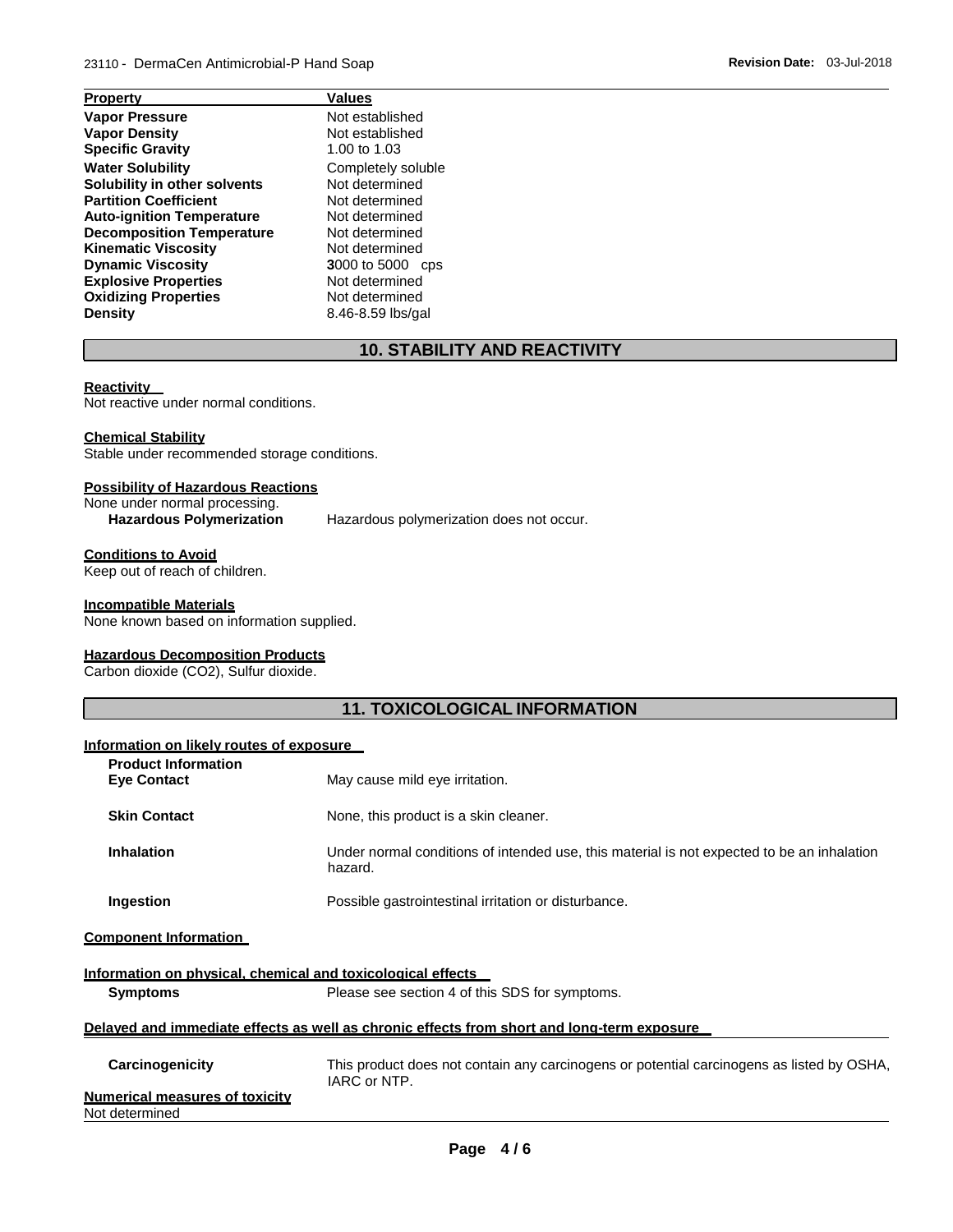| Property | Values |
| --- | --- |
| **Vapor Pressure** | Not established |
| **Vapor Density** | Not established |
| **Specific Gravity** | 1.00 to 1.03 |
| **Water Solubility** | Completely soluble |
| **Solubility in other solvents** | Not determined |
| **Partition Coefficient** | Not determined |
| **Auto-ignition Temperature** | Not determined |
| **Decomposition Temperature** | Not determined |
| **Kinematic Viscosity** | Not determined |
| **Dynamic Viscosity** | 3000 to 5000 cps |
| **Explosive Properties** | Not determined |
| **Oxidizing Properties** | Not determined |
| **Density** | 8.46-8.59 lbs/gal |

## 10. STABILITY AND REACTIVITY

**Reactivity**
Not reactive under normal conditions.

**Chemical Stability**
Stable under recommended storage conditions.

**Possibility of Hazardous Reactions**
None under normal processing.

**Hazardous Polymerization** Hazardous polymerization does not occur.

**Conditions to Avoid**
Keep out of reach of children.

**Incompatible Materials**
None known based on information supplied.

**Hazardous Decomposition Products**
Carbon dioxide ($CO_2$), Sulfur dioxide.

## 11. TOXICOLOGICAL INFORMATION

**Information on likely routes of exposure**

**Product Information**

**Eye Contact** May cause mild eye irritation.

**Skin Contact** None, this product is a skin cleaner.

**Inhalation** Under normal conditions of intended use, this material is not expected to be an inhalation hazard.

**Ingestion** Possible gastrointestinal irritation or disturbance.

**Component Information**

**Information on physical, chemical and toxicological effects**

**Symptoms** Please see section 4 of this SDS for symptoms.

**Delayed and immediate effects as well as chronic effects from short and long-term exposure**

**Carcinogenicity** This product does not contain any carcinogens or potential carcinogens as listed by OSHA, IARC or NTP.

**Numerical measures of toxicity**
Not determined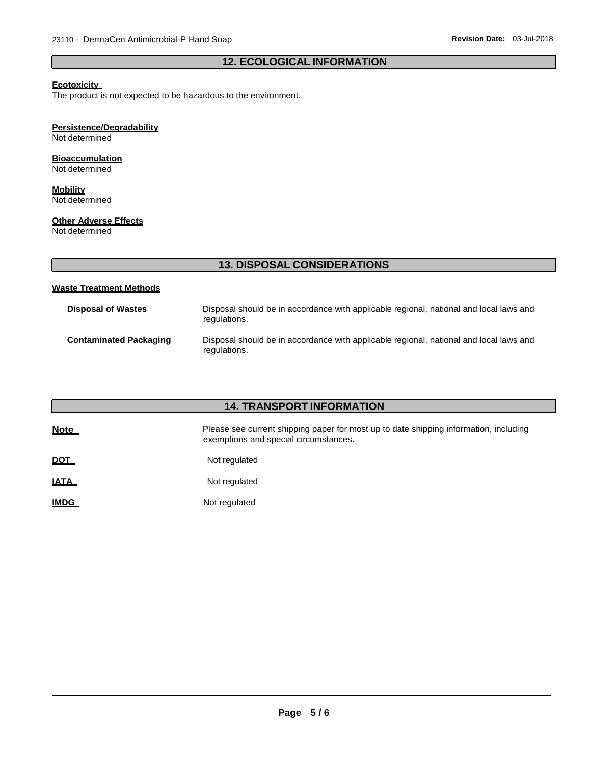## 12. ECOLOGICAL INFORMATION

**Ecotoxicity**

The product is not expected to be hazardous to the environment.

**Persistence/Degradability**

Not determined

**Bioaccumulation**

Not determined

**Mobility**

Not determined

**Other Adverse Effects**

Not determined

## 13. DISPOSAL CONSIDERATIONS

**Waste Treatment Methods**

| | |
|---|---|
| **Disposal of Wastes** | Disposal should be in accordance with applicable regional, national and local laws and regulations. |
| **Contaminated Packaging** | Disposal should be in accordance with applicable regional, national and local laws and regulations. |

## 14. TRANSPORT INFORMATION

| | |
|---|---|
| **Note** | Please see current shipping paper for most up to date shipping information, including exemptions and special circumstances. |
| **DOT** | Not regulated |
| **IATA** | Not regulated |
| **IMDG** | Not regulated |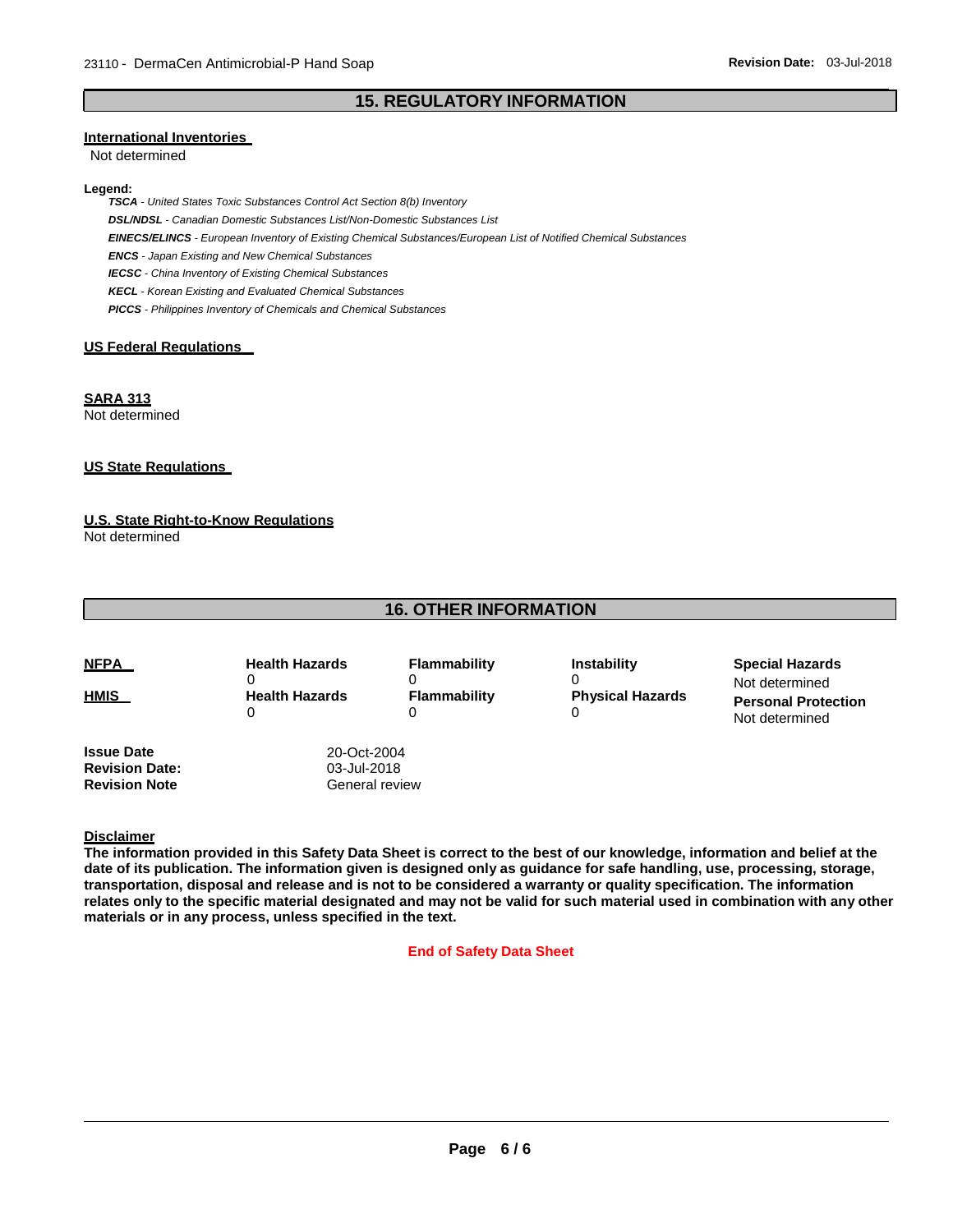## 15. REGULATORY INFORMATION

**International Inventories**

Not determined

**Legend:**

- ***TSCA*** *- United States Toxic Substances Control Act Section 8(b) Inventory*
- ***DSL/NDSL*** *- Canadian Domestic Substances List/Non-Domestic Substances List*
- ***EINECS/ELINCS*** *- European Inventory of Existing Chemical Substances/European List of Notified Chemical Substances*
- ***ENCS*** *- Japan Existing and New Chemical Substances*
- ***IECSC*** *- China Inventory of Existing Chemical Substances*
- ***KECL*** *- Korean Existing and Evaluated Chemical Substances*
- ***PICCS*** *- Philippines Inventory of Chemicals and Chemical Substances*

**US Federal Regulations**

**SARA 313**

Not determined

**US State Regulations**

**U.S. State Right-to-Know Regulations**

Not determined

## 16. OTHER INFORMATION

| | | | | |
|---|---|---|---|---|
| **NFPA** | **Health Hazards** 0 | **Flammability** 0 | **Instability** 0 | **Special Hazards** Not determined |
| **HMIS** | **Health Hazards** 0 | **Flammability** 0 | **Physical Hazards** 0 | **Personal Protection** Not determined |

| | |
|---|---|
| **Issue Date** | 20-Oct-2004 |
| **Revision Date:** | 03-Jul-2018 |
| **Revision Note** | General review |

**Disclaimer**

**The information provided in this Safety Data Sheet is correct to the best of our knowledge, information and belief at the date of its publication. The information given is designed only as guidance for safe handling, use, processing, storage, transportation, disposal and release and is not to be considered a warranty or quality specification. The information relates only to the specific material designated and may not be valid for such material used in combination with any other materials or in any process, unless specified in the text.**

**End of Safety Data Sheet**